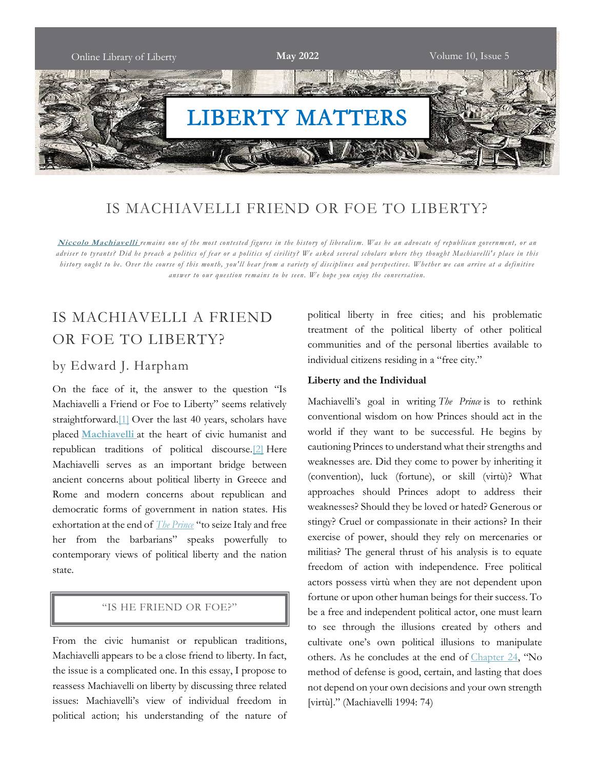# LIBERTY MATTERS

## IS MACHIAVELLI FRIEND OR FOE TO LIBERTY?

*[**Niccolo Machiavelli**](#) remains one of the most contested figures in the history of liberalism. Was he an advocate of republican government, or an adviser to tyrants? Did he preach a politics of fear or a politics of civility? We asked several scholars where they thought Machiavelli's place in this history ought to be. Over the course of this month, you'll hear from a variety of disciplines and perspectives. Whether we can arrive at a definitive answer to our question remains to be seen. We hope you enjoy the conversation.*

## IS MACHIAVELLI A FRIEND OR FOE TO LIBERTY?

### by Edward J. Harpham

On the face of it, the answer to the question "Is Machiavelli a Friend or Foe to Liberty" seems relatively straightforward.[1] Over the last 40 years, scholars have placed **Machiavelli** at the heart of civic humanist and republican traditions of political discourse.[2] Here Machiavelli serves as an important bridge between ancient concerns about political liberty in Greece and Rome and modern concerns about republican and democratic forms of government in nation states. His exhortation at the end of *The Prince* "to seize Italy and free her from the barbarians" speaks powerfully to contemporary views of political liberty and the nation state.

> "IS HE FRIEND OR FOE?"

From the civic humanist or republican traditions, Machiavelli appears to be a close friend to liberty. In fact, the issue is a complicated one. In this essay, I propose to reassess Machiavelli on liberty by discussing three related issues: Machiavelli's view of individual freedom in political action; his understanding of the nature of political liberty in free cities; and his problematic treatment of the political liberty of other political communities and of the personal liberties available to individual citizens residing in a "free city."

**Liberty and the Individual**

Machiavelli's goal in writing *The Prince* is to rethink conventional wisdom on how Princes should act in the world if they want to be successful. He begins by cautioning Princes to understand what their strengths and weaknesses are. Did they come to power by inheriting it (convention), luck (fortune), or skill (virtù)? What approaches should Princes adopt to address their weaknesses? Should they be loved or hated? Generous or stingy? Cruel or compassionate in their actions? In their exercise of power, should they rely on mercenaries or militias? The general thrust of his analysis is to equate freedom of action with independence. Free political actors possess virtù when they are not dependent upon fortune or upon other human beings for their success. To be a free and independent political actor, one must learn to see through the illusions created by others and cultivate one's own political illusions to manipulate others. As he concludes at the end of Chapter 24, "No method of defense is good, certain, and lasting that does not depend on your own decisions and your own strength [virtù]." (Machiavelli 1994: 74)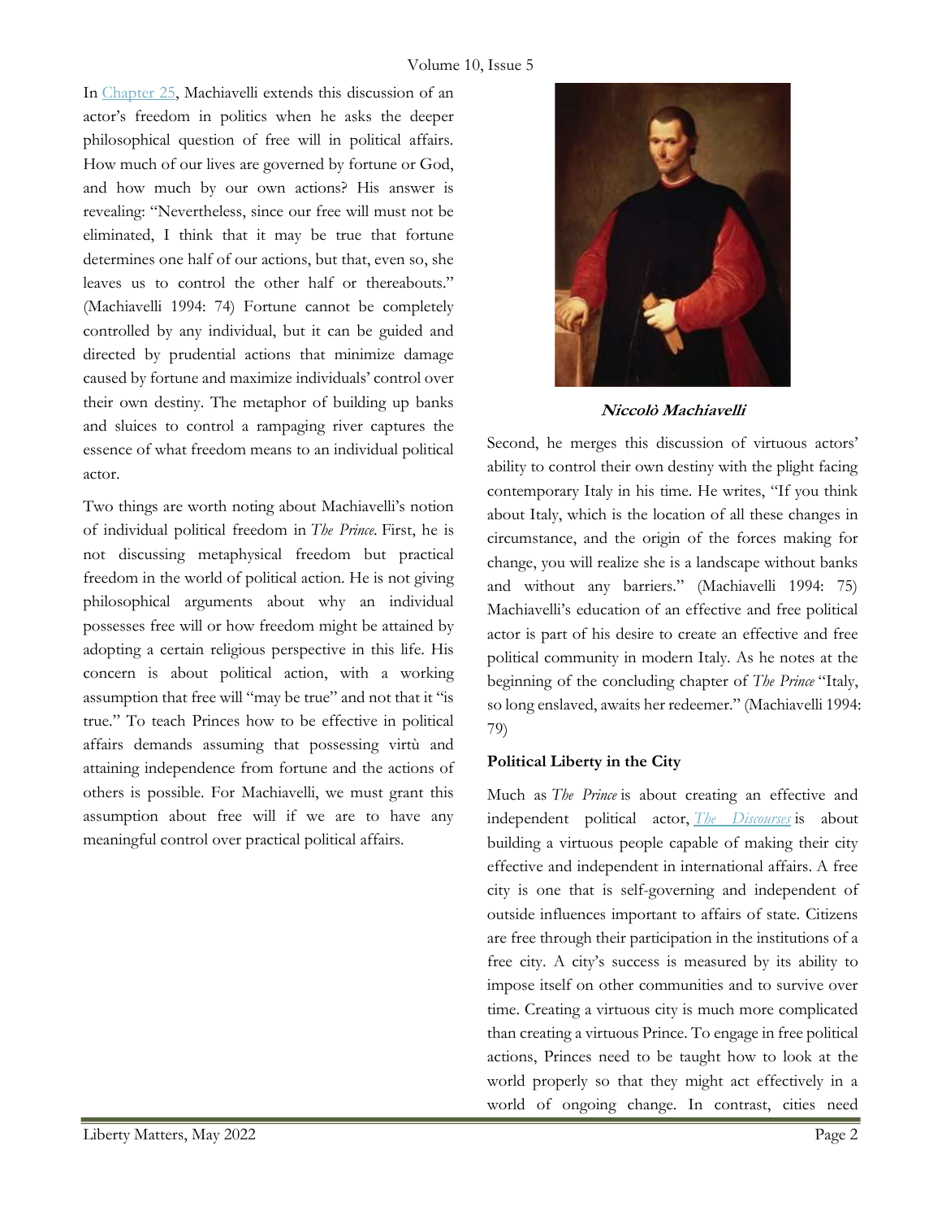In Chapter 25, Machiavelli extends this discussion of an actor's freedom in politics when he asks the deeper philosophical question of free will in political affairs. How much of our lives are governed by fortune or God, and how much by our own actions? His answer is revealing: "Nevertheless, since our free will must not be eliminated, I think that it may be true that fortune determines one half of our actions, but that, even so, she leaves us to control the other half or thereabouts." (Machiavelli 1994: 74) Fortune cannot be completely controlled by any individual, but it can be guided and directed by prudential actions that minimize damage caused by fortune and maximize individuals' control over their own destiny. The metaphor of building up banks and sluices to control a rampaging river captures the essence of what freedom means to an individual political actor.

Two things are worth noting about Machiavelli's notion of individual political freedom in *The Prince*. First, he is not discussing metaphysical freedom but practical freedom in the world of political action. He is not giving philosophical arguments about why an individual possesses free will or how freedom might be attained by adopting a certain religious perspective in this life. His concern is about political action, with a working assumption that free will "may be true" and not that it "is true." To teach Princes how to be effective in political affairs demands assuming that possessing virtù and attaining independence from fortune and the actions of others is possible. For Machiavelli, we must grant this assumption about free will if we are to have any meaningful control over practical political affairs.

**Niccolò Machiavelli**

Second, he merges this discussion of virtuous actors' ability to control their own destiny with the plight facing contemporary Italy in his time. He writes, "If you think about Italy, which is the location of all these changes in circumstance, and the origin of the forces making for change, you will realize she is a landscape without banks and without any barriers." (Machiavelli 1994: 75) Machiavelli's education of an effective and free political actor is part of his desire to create an effective and free political community in modern Italy. As he notes at the beginning of the concluding chapter of *The Prince* "Italy, so long enslaved, awaits her redeemer." (Machiavelli 1994: 79)

### Political Liberty in the City

Much as *The Prince* is about creating an effective and independent political actor, *The Discourses* is about building a virtuous people capable of making their city effective and independent in international affairs. A free city is one that is self-governing and independent of outside influences important to affairs of state. Citizens are free through their participation in the institutions of a free city. A city's success is measured by its ability to impose itself on other communities and to survive over time. Creating a virtuous city is much more complicated than creating a virtuous Prince. To engage in free political actions, Princes need to be taught how to look at the world properly so that they might act effectively in a world of ongoing change. In contrast, cities need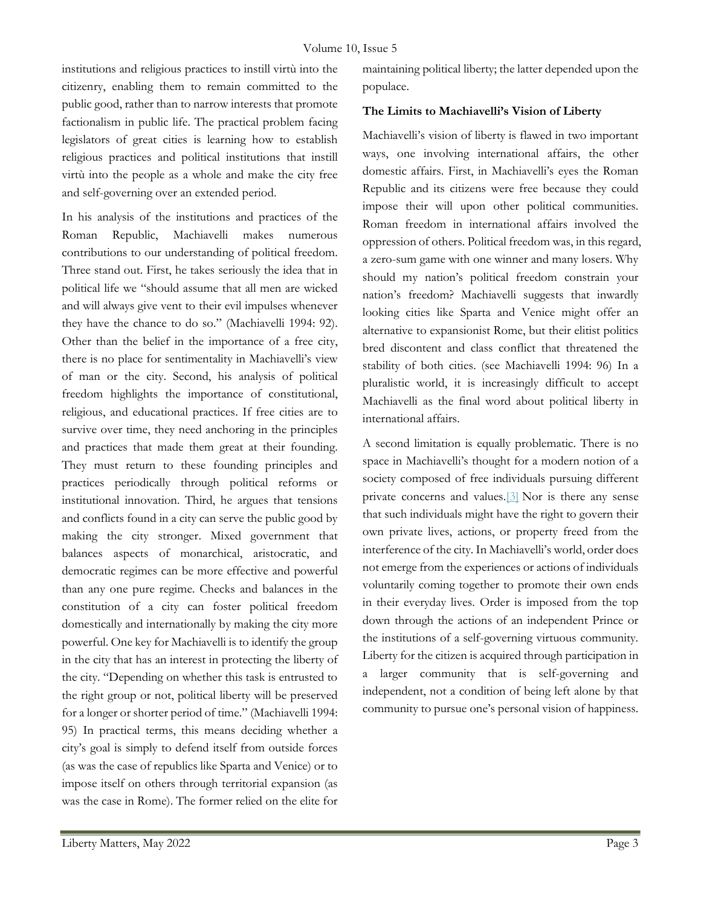institutions and religious practices to instill virtù into the citizenry, enabling them to remain committed to the public good, rather than to narrow interests that promote factionalism in public life. The practical problem facing legislators of great cities is learning how to establish religious practices and political institutions that instill virtù into the people as a whole and make the city free and self-governing over an extended period.

In his analysis of the institutions and practices of the Roman Republic, Machiavelli makes numerous contributions to our understanding of political freedom. Three stand out. First, he takes seriously the idea that in political life we "should assume that all men are wicked and will always give vent to their evil impulses whenever they have the chance to do so." (Machiavelli 1994: 92). Other than the belief in the importance of a free city, there is no place for sentimentality in Machiavelli's view of man or the city. Second, his analysis of political freedom highlights the importance of constitutional, religious, and educational practices. If free cities are to survive over time, they need anchoring in the principles and practices that made them great at their founding. They must return to these founding principles and practices periodically through political reforms or institutional innovation. Third, he argues that tensions and conflicts found in a city can serve the public good by making the city stronger. Mixed government that balances aspects of monarchical, aristocratic, and democratic regimes can be more effective and powerful than any one pure regime. Checks and balances in the constitution of a city can foster political freedom domestically and internationally by making the city more powerful. One key for Machiavelli is to identify the group in the city that has an interest in protecting the liberty of the city. "Depending on whether this task is entrusted to the right group or not, political liberty will be preserved for a longer or shorter period of time." (Machiavelli 1994: 95) In practical terms, this means deciding whether a city's goal is simply to defend itself from outside forces (as was the case of republics like Sparta and Venice) or to impose itself on others through territorial expansion (as was the case in Rome). The former relied on the elite for maintaining political liberty; the latter depended upon the populace.

### The Limits to Machiavelli's Vision of Liberty

Machiavelli's vision of liberty is flawed in two important ways, one involving international affairs, the other domestic affairs. First, in Machiavelli's eyes the Roman Republic and its citizens were free because they could impose their will upon other political communities. Roman freedom in international affairs involved the oppression of others. Political freedom was, in this regard, a zero-sum game with one winner and many losers. Why should my nation's political freedom constrain your nation's freedom? Machiavelli suggests that inwardly looking cities like Sparta and Venice might offer an alternative to expansionist Rome, but their elitist politics bred discontent and class conflict that threatened the stability of both cities. (see Machiavelli 1994: 96) In a pluralistic world, it is increasingly difficult to accept Machiavelli as the final word about political liberty in international affairs.

A second limitation is equally problematic. There is no space in Machiavelli's thought for a modern notion of a society composed of free individuals pursuing different private concerns and values.[3] Nor is there any sense that such individuals might have the right to govern their own private lives, actions, or property freed from the interference of the city. In Machiavelli's world, order does not emerge from the experiences or actions of individuals voluntarily coming together to promote their own ends in their everyday lives. Order is imposed from the top down through the actions of an independent Prince or the institutions of a self-governing virtuous community. Liberty for the citizen is acquired through participation in a larger community that is self-governing and independent, not a condition of being left alone by that community to pursue one's personal vision of happiness.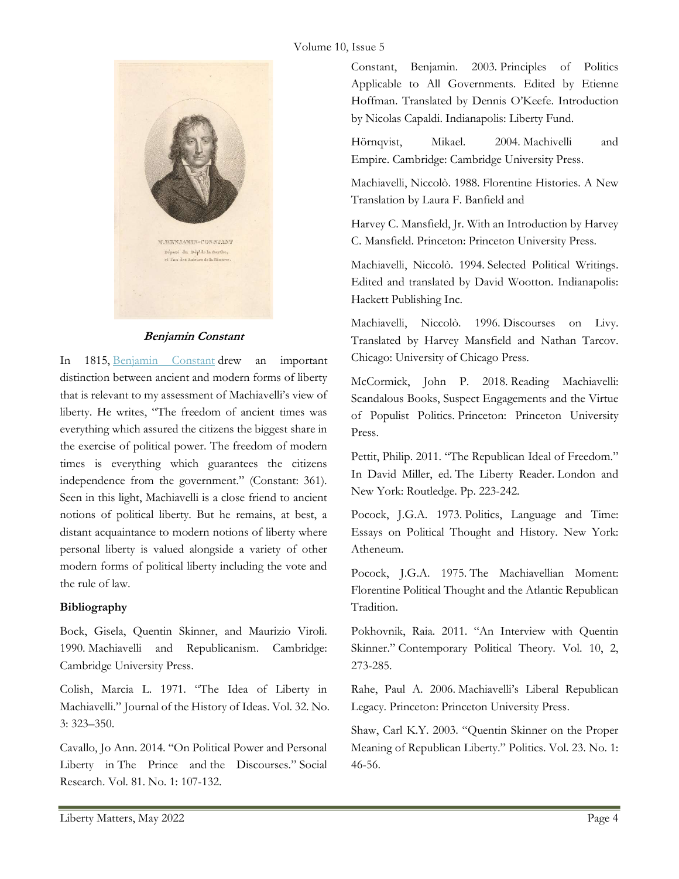**Benjamin Constant**

In 1815, Benjamin Constant drew an important distinction between ancient and modern forms of liberty that is relevant to my assessment of Machiavelli's view of liberty. He writes, "The freedom of ancient times was everything which assured the citizens the biggest share in the exercise of political power. The freedom of modern times is everything which guarantees the citizens independence from the government." (Constant: 361). Seen in this light, Machiavelli is a close friend to ancient notions of political liberty. But he remains, at best, a distant acquaintance to modern notions of liberty where personal liberty is valued alongside a variety of other modern forms of political liberty including the vote and the rule of law.

**Bibliography**

Bock, Gisela, Quentin Skinner, and Maurizio Viroli. 1990. Machiavelli and Republicanism. Cambridge: Cambridge University Press.

Colish, Marcia L. 1971. "The Idea of Liberty in Machiavelli." Journal of the History of Ideas. Vol. 32. No. 3: 323–350.

Cavallo, Jo Ann. 2014. "On Political Power and Personal Liberty in The Prince and the Discourses." Social Research. Vol. 81. No. 1: 107-132.

Constant, Benjamin. 2003. Principles of Politics Applicable to All Governments. Edited by Etienne Hoffman. Translated by Dennis O'Keefe. Introduction by Nicolas Capaldi. Indianapolis: Liberty Fund.

Hörnqvist, Mikael. 2004. Machivelli and Empire. Cambridge: Cambridge University Press.

Machiavelli, Niccolò. 1988. Florentine Histories. A New Translation by Laura F. Banfield and

Harvey C. Mansfield, Jr. With an Introduction by Harvey C. Mansfield. Princeton: Princeton University Press.

Machiavelli, Niccolò. 1994. Selected Political Writings. Edited and translated by David Wootton. Indianapolis: Hackett Publishing Inc.

Machiavelli, Niccolò. 1996. Discourses on Livy. Translated by Harvey Mansfield and Nathan Tarcov. Chicago: University of Chicago Press.

McCormick, John P. 2018. Reading Machiavelli: Scandalous Books, Suspect Engagements and the Virtue of Populist Politics. Princeton: Princeton University Press.

Pettit, Philip. 2011. "The Republican Ideal of Freedom." In David Miller, ed. The Liberty Reader. London and New York: Routledge. Pp. 223-242.

Pocock, J.G.A. 1973. Politics, Language and Time: Essays on Political Thought and History. New York: Atheneum.

Pocock, J.G.A. 1975. The Machiavellian Moment: Florentine Political Thought and the Atlantic Republican Tradition.

Pokhovnik, Raia. 2011. "An Interview with Quentin Skinner." Contemporary Political Theory. Vol. 10, 2, 273-285.

Rahe, Paul A. 2006. Machiavelli's Liberal Republican Legacy. Princeton: Princeton University Press.

Shaw, Carl K.Y. 2003. "Quentin Skinner on the Proper Meaning of Republican Liberty." Politics. Vol. 23. No. 1: 46-56.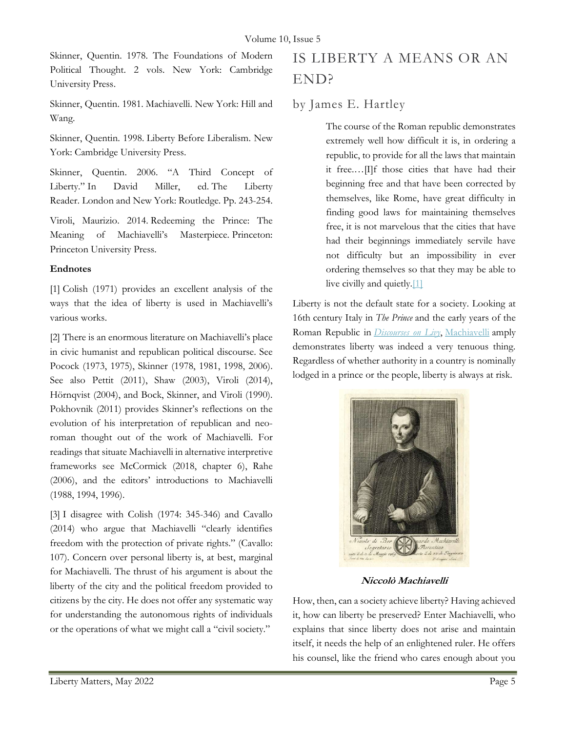Skinner, Quentin. 1978. The Foundations of Modern Political Thought. 2 vols. New York: Cambridge University Press.

Skinner, Quentin. 1981. Machiavelli. New York: Hill and Wang.

Skinner, Quentin. 1998. Liberty Before Liberalism. New York: Cambridge University Press.

Skinner, Quentin. 2006. "A Third Concept of Liberty." In David Miller, ed. The Liberty Reader. London and New York: Routledge. Pp. 243-254.

Viroli, Maurizio. 2014. Redeeming the Prince: The Meaning of Machiavelli's Masterpiece. Princeton: Princeton University Press.

**Endnotes**

[1] Colish (1971) provides an excellent analysis of the ways that the idea of liberty is used in Machiavelli's various works.

[2] There is an enormous literature on Machiavelli's place in civic humanist and republican political discourse. See Pocock (1973, 1975), Skinner (1978, 1981, 1998, 2006). See also Pettit (2011), Shaw (2003), Viroli (2014), Hörnqvist (2004), and Bock, Skinner, and Viroli (1990). Pokhovnik (2011) provides Skinner's reflections on the evolution of his interpretation of republican and neo-roman thought out of the work of Machiavelli. For readings that situate Machiavelli in alternative interpretive frameworks see McCormick (2018, chapter 6), Rahe (2006), and the editors' introductions to Machiavelli (1988, 1994, 1996).

[3] I disagree with Colish (1974: 345-346) and Cavallo (2014) who argue that Machiavelli "clearly identifies freedom with the protection of private rights." (Cavallo: 107). Concern over personal liberty is, at best, marginal for Machiavelli. The thrust of his argument is about the liberty of the city and the political freedom provided to citizens by the city. He does not offer any systematic way for understanding the autonomous rights of individuals or the operations of what we might call a "civil society."

# IS LIBERTY A MEANS OR AN END?

## by James E. Hartley

> The course of the Roman republic demonstrates extremely well how difficult it is, in ordering a republic, to provide for all the laws that maintain it free.…[I]f those cities that have had their beginning free and that have been corrected by themselves, like Rome, have great difficulty in finding good laws for maintaining themselves free, it is not marvelous that the cities that have had their beginnings immediately servile have not difficulty but an impossibility in ever ordering themselves so that they may be able to live civilly and quietly.[1]

Liberty is not the default state for a society. Looking at 16th century Italy in *The Prince* and the early years of the Roman Republic in *Discourses on Livy*, Machiavelli amply demonstrates liberty was indeed a very tenuous thing. Regardless of whether authority in a country is nominally lodged in a prince or the people, liberty is always at risk.

**Niccolò Machiavelli**

How, then, can a society achieve liberty? Having achieved it, how can liberty be preserved? Enter Machiavelli, who explains that since liberty does not arise and maintain itself, it needs the help of an enlightened ruler. He offers his counsel, like the friend who cares enough about you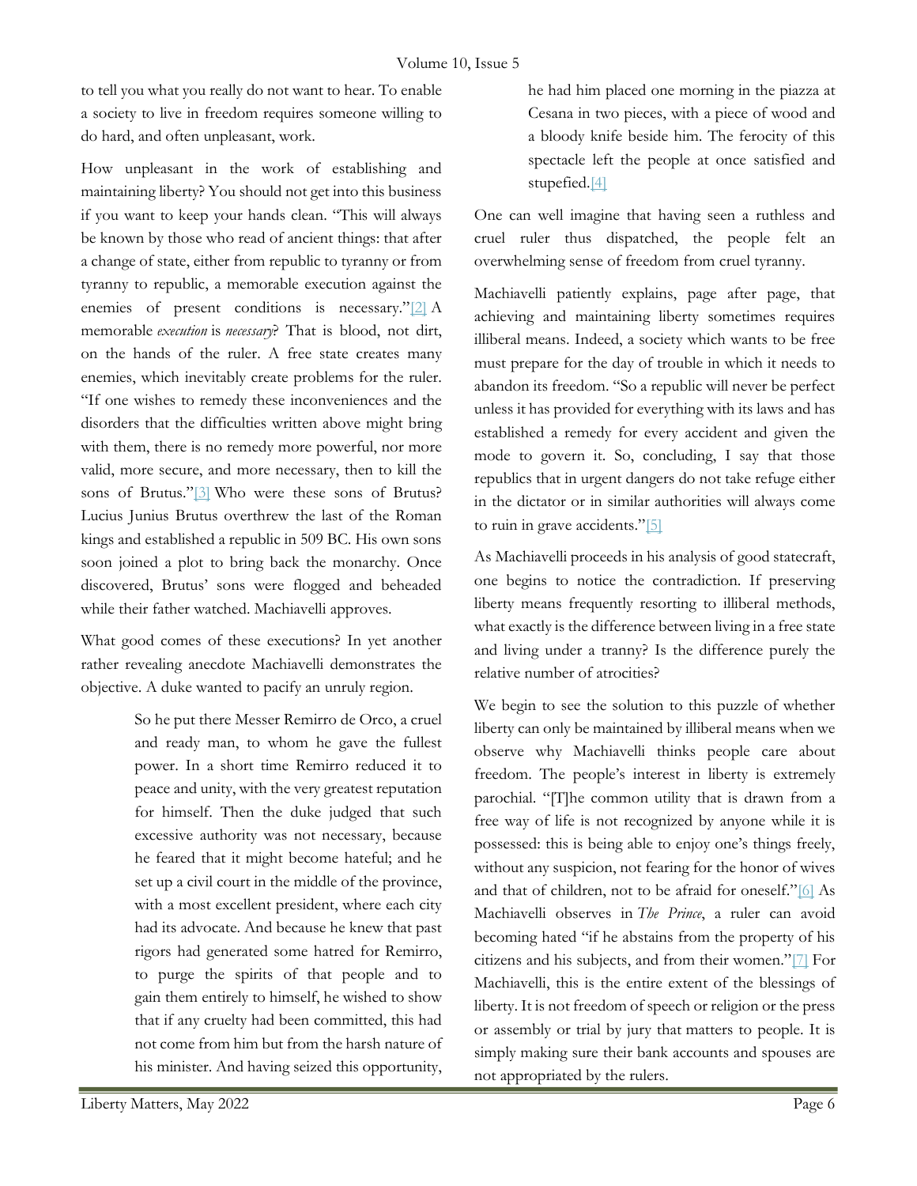to tell you what you really do not want to hear. To enable a society to live in freedom requires someone willing to do hard, and often unpleasant, work.

How unpleasant in the work of establishing and maintaining liberty? You should not get into this business if you want to keep your hands clean. "This will always be known by those who read of ancient things: that after a change of state, either from republic to tyranny or from tyranny to republic, a memorable execution against the enemies of present conditions is necessary."[2] A memorable *execution* is *necessary*? That is blood, not dirt, on the hands of the ruler. A free state creates many enemies, which inevitably create problems for the ruler. "If one wishes to remedy these inconveniences and the disorders that the difficulties written above might bring with them, there is no remedy more powerful, nor more valid, more secure, and more necessary, then to kill the sons of Brutus."[3] Who were these sons of Brutus? Lucius Junius Brutus overthrew the last of the Roman kings and established a republic in 509 BC. His own sons soon joined a plot to bring back the monarchy. Once discovered, Brutus' sons were flogged and beheaded while their father watched. Machiavelli approves.

What good comes of these executions? In yet another rather revealing anecdote Machiavelli demonstrates the objective. A duke wanted to pacify an unruly region.

> So he put there Messer Remirro de Orco, a cruel and ready man, to whom he gave the fullest power. In a short time Remirro reduced it to peace and unity, with the very greatest reputation for himself. Then the duke judged that such excessive authority was not necessary, because he feared that it might become hateful; and he set up a civil court in the middle of the province, with a most excellent president, where each city had its advocate. And because he knew that past rigors had generated some hatred for Remirro, to purge the spirits of that people and to gain them entirely to himself, he wished to show that if any cruelty had been committed, this had not come from him but from the harsh nature of his minister. And having seized this opportunity, he had him placed one morning in the piazza at Cesana in two pieces, with a piece of wood and a bloody knife beside him. The ferocity of this spectacle left the people at once satisfied and stupefied.[4]

One can well imagine that having seen a ruthless and cruel ruler thus dispatched, the people felt an overwhelming sense of freedom from cruel tyranny.

Machiavelli patiently explains, page after page, that achieving and maintaining liberty sometimes requires illiberal means. Indeed, a society which wants to be free must prepare for the day of trouble in which it needs to abandon its freedom. "So a republic will never be perfect unless it has provided for everything with its laws and has established a remedy for every accident and given the mode to govern it. So, concluding, I say that those republics that in urgent dangers do not take refuge either in the dictator or in similar authorities will always come to ruin in grave accidents."[5]

As Machiavelli proceeds in his analysis of good statecraft, one begins to notice the contradiction. If preserving liberty means frequently resorting to illiberal methods, what exactly is the difference between living in a free state and living under a tranny? Is the difference purely the relative number of atrocities?

We begin to see the solution to this puzzle of whether liberty can only be maintained by illiberal means when we observe why Machiavelli thinks people care about freedom. The people's interest in liberty is extremely parochial. "[T]he common utility that is drawn from a free way of life is not recognized by anyone while it is possessed: this is being able to enjoy one's things freely, without any suspicion, not fearing for the honor of wives and that of children, not to be afraid for oneself."[6] As Machiavelli observes in *The Prince*, a ruler can avoid becoming hated "if he abstains from the property of his citizens and his subjects, and from their women."[7] For Machiavelli, this is the entire extent of the blessings of liberty. It is not freedom of speech or religion or the press or assembly or trial by jury that matters to people. It is simply making sure their bank accounts and spouses are not appropriated by the rulers.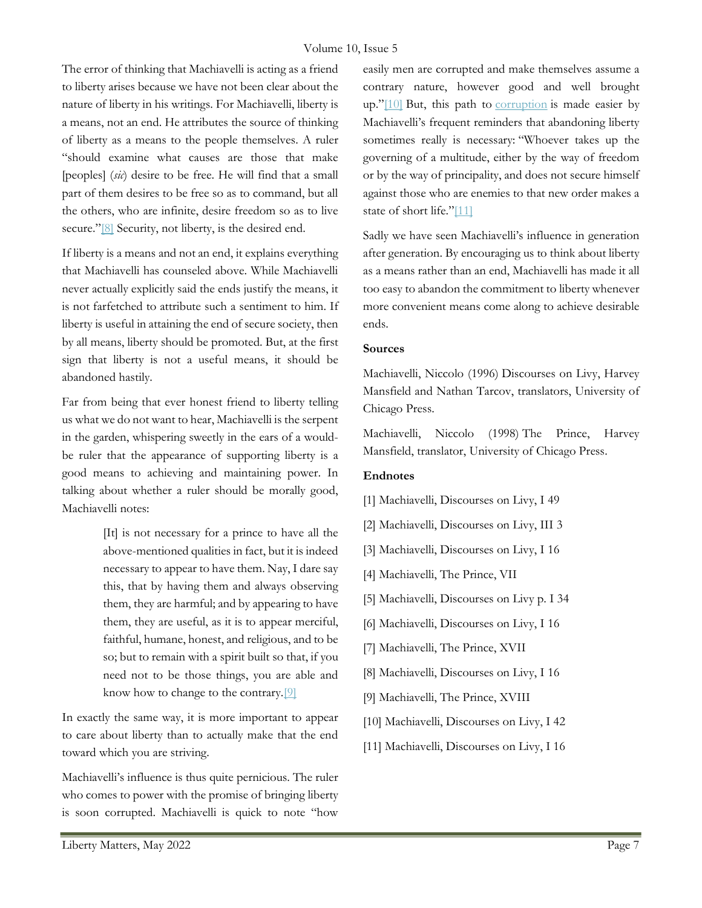The error of thinking that Machiavelli is acting as a friend to liberty arises because we have not been clear about the nature of liberty in his writings. For Machiavelli, liberty is a means, not an end. He attributes the source of thinking of liberty as a means to the people themselves. A ruler "should examine what causes are those that make [peoples] (*sic*) desire to be free. He will find that a small part of them desires to be free so as to command, but all the others, who are infinite, desire freedom so as to live secure."[8] Security, not liberty, is the desired end.

If liberty is a means and not an end, it explains everything that Machiavelli has counseled above. While Machiavelli never actually explicitly said the ends justify the means, it is not farfetched to attribute such a sentiment to him. If liberty is useful in attaining the end of secure society, then by all means, liberty should be promoted. But, at the first sign that liberty is not a useful means, it should be abandoned hastily.

Far from being that ever honest friend to liberty telling us what we do not want to hear, Machiavelli is the serpent in the garden, whispering sweetly in the ears of a would-be ruler that the appearance of supporting liberty is a good means to achieving and maintaining power. In talking about whether a ruler should be morally good, Machiavelli notes:

> [It] is not necessary for a prince to have all the above-mentioned qualities in fact, but it is indeed necessary to appear to have them. Nay, I dare say this, that by having them and always observing them, they are harmful; and by appearing to have them, they are useful, as it is to appear merciful, faithful, humane, honest, and religious, and to be so; but to remain with a spirit built so that, if you need not to be those things, you are able and know how to change to the contrary.[9]

In exactly the same way, it is more important to appear to care about liberty than to actually make that the end toward which you are striving.

Machiavelli's influence is thus quite pernicious. The ruler who comes to power with the promise of bringing liberty is soon corrupted. Machiavelli is quick to note "how easily men are corrupted and make themselves assume a contrary nature, however good and well brought up."[10] But, this path to corruption is made easier by Machiavelli's frequent reminders that abandoning liberty sometimes really is necessary: "Whoever takes up the governing of a multitude, either by the way of freedom or by the way of principality, and does not secure himself against those who are enemies to that new order makes a state of short life."[11]

Sadly we have seen Machiavelli's influence in generation after generation. By encouraging us to think about liberty as a means rather than an end, Machiavelli has made it all too easy to abandon the commitment to liberty whenever more convenient means come along to achieve desirable ends.

**Sources**

Machiavelli, Niccolo (1996) Discourses on Livy, Harvey Mansfield and Nathan Tarcov, translators, University of Chicago Press.

Machiavelli, Niccolo (1998) The Prince, Harvey Mansfield, translator, University of Chicago Press.

**Endnotes**

[1] Machiavelli, Discourses on Livy, I 49

[2] Machiavelli, Discourses on Livy, III 3

[3] Machiavelli, Discourses on Livy, I 16

[4] Machiavelli, The Prince, VII

[5] Machiavelli, Discourses on Livy p. I 34

[6] Machiavelli, Discourses on Livy, I 16

[7] Machiavelli, The Prince, XVII

[8] Machiavelli, Discourses on Livy, I 16

[9] Machiavelli, The Prince, XVIII

[10] Machiavelli, Discourses on Livy, I 42

[11] Machiavelli, Discourses on Livy, I 16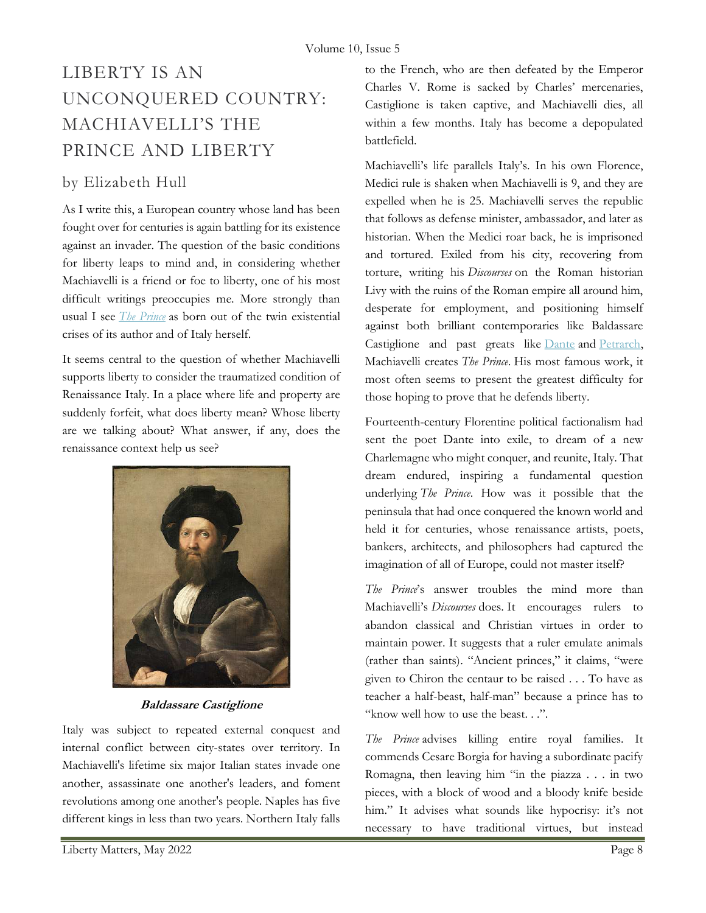# LIBERTY IS AN UNCONQUERED COUNTRY: MACHIAVELLI'S THE PRINCE AND LIBERTY

## by Elizabeth Hull

As I write this, a European country whose land has been fought over for centuries is again battling for its existence against an invader. The question of the basic conditions for liberty leaps to mind and, in considering whether Machiavelli is a friend or foe to liberty, one of his most difficult writings preoccupies me. More strongly than usual I see *The Prince* as born out of the twin existential crises of its author and of Italy herself.

It seems central to the question of whether Machiavelli supports liberty to consider the traumatized condition of Renaissance Italy. In a place where life and property are suddenly forfeit, what does liberty mean? Whose liberty are we talking about? What answer, if any, does the renaissance context help us see?

**Baldassare Castiglione**

Italy was subject to repeated external conquest and internal conflict between city-states over territory. In Machiavelli's lifetime six major Italian states invade one another, assassinate one another's leaders, and foment revolutions among one another's people. Naples has five different kings in less than two years. Northern Italy falls to the French, who are then defeated by the Emperor Charles V. Rome is sacked by Charles' mercenaries, Castiglione is taken captive, and Machiavelli dies, all within a few months. Italy has become a depopulated battlefield.

Machiavelli's life parallels Italy's. In his own Florence, Medici rule is shaken when Machiavelli is 9, and they are expelled when he is 25. Machiavelli serves the republic that follows as defense minister, ambassador, and later as historian. When the Medici roar back, he is imprisoned and tortured. Exiled from his city, recovering from torture, writing his *Discourses* on the Roman historian Livy with the ruins of the Roman empire all around him, desperate for employment, and positioning himself against both brilliant contemporaries like Baldassare Castiglione and past greats like Dante and Petrarch, Machiavelli creates *The Prince*. His most famous work, it most often seems to present the greatest difficulty for those hoping to prove that he defends liberty.

Fourteenth-century Florentine political factionalism had sent the poet Dante into exile, to dream of a new Charlemagne who might conquer, and reunite, Italy. That dream endured, inspiring a fundamental question underlying *The Prince*. How was it possible that the peninsula that had once conquered the known world and held it for centuries, whose renaissance artists, poets, bankers, architects, and philosophers had captured the imagination of all of Europe, could not master itself?

*The Prince*'s answer troubles the mind more than Machiavelli's *Discourses* does. It encourages rulers to abandon classical and Christian virtues in order to maintain power. It suggests that a ruler emulate animals (rather than saints). "Ancient princes," it claims, "were given to Chiron the centaur to be raised . . . To have as teacher a half-beast, half-man" because a prince has to "know well how to use the beast. . .".

*The Prince* advises killing entire royal families. It commends Cesare Borgia for having a subordinate pacify Romagna, then leaving him "in the piazza . . . in two pieces, with a block of wood and a bloody knife beside him." It advises what sounds like hypocrisy: it's not necessary to have traditional virtues, but instead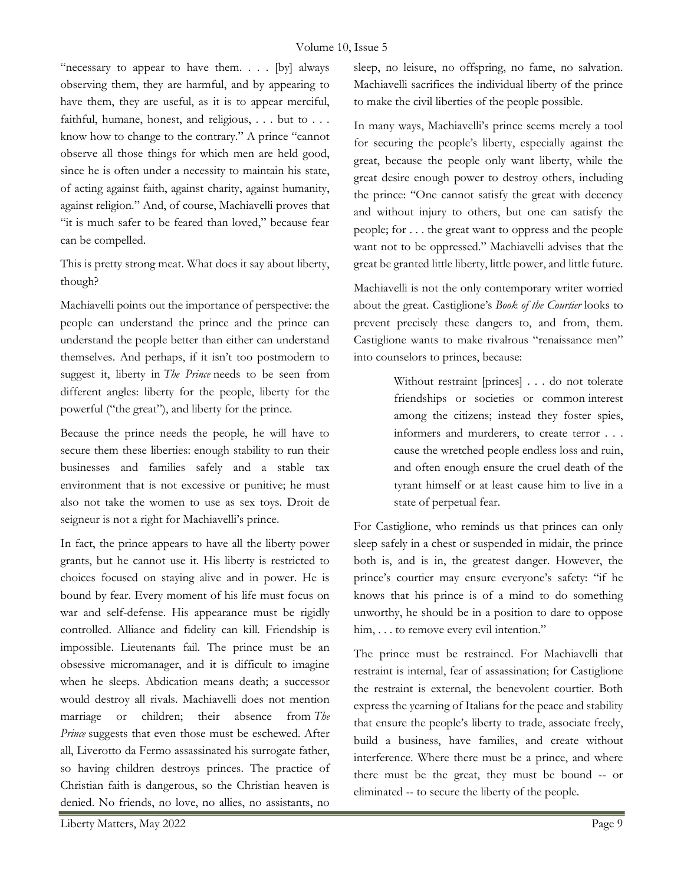"necessary to appear to have them. . . . [by] always observing them, they are harmful, and by appearing to have them, they are useful, as it is to appear merciful, faithful, humane, honest, and religious, . . . but to . . . know how to change to the contrary." A prince "cannot observe all those things for which men are held good, since he is often under a necessity to maintain his state, of acting against faith, against charity, against humanity, against religion." And, of course, Machiavelli proves that "it is much safer to be feared than loved," because fear can be compelled.

This is pretty strong meat. What does it say about liberty, though?

Machiavelli points out the importance of perspective: the people can understand the prince and the prince can understand the people better than either can understand themselves. And perhaps, if it isn't too postmodern to suggest it, liberty in *The Prince* needs to be seen from different angles: liberty for the people, liberty for the powerful ("the great"), and liberty for the prince.

Because the prince needs the people, he will have to secure them these liberties: enough stability to run their businesses and families safely and a stable tax environment that is not excessive or punitive; he must also not take the women to use as sex toys. Droit de seigneur is not a right for Machiavelli's prince.

In fact, the prince appears to have all the liberty power grants, but he cannot use it. His liberty is restricted to choices focused on staying alive and in power. He is bound by fear. Every moment of his life must focus on war and self-defense. His appearance must be rigidly controlled. Alliance and fidelity can kill. Friendship is impossible. Lieutenants fail. The prince must be an obsessive micromanager, and it is difficult to imagine when he sleeps. Abdication means death; a successor would destroy all rivals. Machiavelli does not mention marriage or children; their absence from *The Prince* suggests that even those must be eschewed. After all, Liverotto da Fermo assassinated his surrogate father, so having children destroys princes. The practice of Christian faith is dangerous, so the Christian heaven is denied. No friends, no love, no allies, no assistants, no sleep, no leisure, no offspring, no fame, no salvation. Machiavelli sacrifices the individual liberty of the prince to make the civil liberties of the people possible.

In many ways, Machiavelli's prince seems merely a tool for securing the people's liberty, especially against the great, because the people only want liberty, while the great desire enough power to destroy others, including the prince: "One cannot satisfy the great with decency and without injury to others, but one can satisfy the people; for . . . the great want to oppress and the people want not to be oppressed." Machiavelli advises that the great be granted little liberty, little power, and little future.

Machiavelli is not the only contemporary writer worried about the great. Castiglione's *Book of the Courtier* looks to prevent precisely these dangers to, and from, them. Castiglione wants to make rivalrous "renaissance men" into counselors to princes, because:

> Without restraint [princes] . . . do not tolerate friendships or societies or common interest among the citizens; instead they foster spies, informers and murderers, to create terror . . . cause the wretched people endless loss and ruin, and often enough ensure the cruel death of the tyrant himself or at least cause him to live in a state of perpetual fear.

For Castiglione, who reminds us that princes can only sleep safely in a chest or suspended in midair, the prince both is, and is in, the greatest danger. However, the prince's courtier may ensure everyone's safety: "if he knows that his prince is of a mind to do something unworthy, he should be in a position to dare to oppose him, . . . to remove every evil intention."

The prince must be restrained. For Machiavelli that restraint is internal, fear of assassination; for Castiglione the restraint is external, the benevolent courtier. Both express the yearning of Italians for the peace and stability that ensure the people's liberty to trade, associate freely, build a business, have families, and create without interference. Where there must be a prince, and where there must be the great, they must be bound -- or eliminated -- to secure the liberty of the people.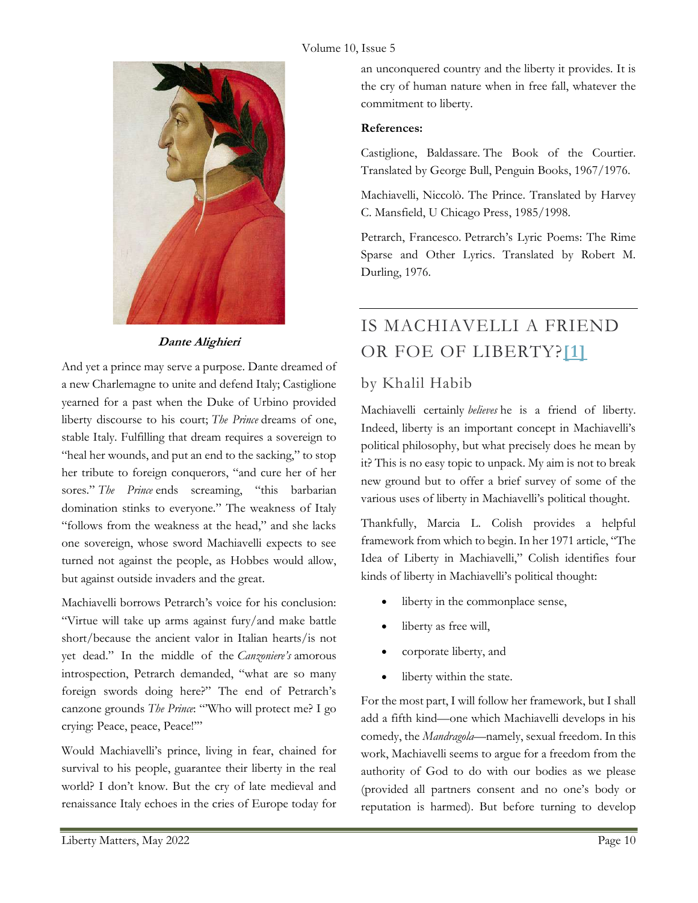**Dante Alighieri**

And yet a prince may serve a purpose. Dante dreamed of a new Charlemagne to unite and defend Italy; Castiglione yearned for a past when the Duke of Urbino provided liberty discourse to his court; *The Prince* dreams of one, stable Italy. Fulfilling that dream requires a sovereign to "heal her wounds, and put an end to the sacking," to stop her tribute to foreign conquerors, "and cure her of her sores." *The Prince* ends screaming, "this barbarian domination stinks to everyone." The weakness of Italy "follows from the weakness at the head," and she lacks one sovereign, whose sword Machiavelli expects to see turned not against the people, as Hobbes would allow, but against outside invaders and the great.

Machiavelli borrows Petrarch's voice for his conclusion: "Virtue will take up arms against fury/and make battle short/because the ancient valor in Italian hearts/is not yet dead." In the middle of the *Canzoniere's* amorous introspection, Petrarch demanded, "what are so many foreign swords doing here?" The end of Petrarch's canzone grounds *The Prince*: "'Who will protect me? I go crying: Peace, peace, Peace!'"

Would Machiavelli's prince, living in fear, chained for survival to his people, guarantee their liberty in the real world? I don't know. But the cry of late medieval and renaissance Italy echoes in the cries of Europe today for an unconquered country and the liberty it provides. It is the cry of human nature when in free fall, whatever the commitment to liberty.

**References:**

Castiglione, Baldassare. The Book of the Courtier. Translated by George Bull, Penguin Books, 1967/1976.

Machiavelli, Niccolò. The Prince. Translated by Harvey C. Mansfield, U Chicago Press, 1985/1998.

Petrarch, Francesco. Petrarch's Lyric Poems: The Rime Sparse and Other Lyrics. Translated by Robert M. Durling, 1976.

---

## IS MACHIAVELLI A FRIEND OR FOE OF LIBERTY?[1]

### by Khalil Habib

Machiavelli certainly *believes* he is a friend of liberty. Indeed, liberty is an important concept in Machiavelli's political philosophy, but what precisely does he mean by it? This is no easy topic to unpack. My aim is not to break new ground but to offer a brief survey of some of the various uses of liberty in Machiavelli's political thought.

Thankfully, Marcia L. Colish provides a helpful framework from which to begin. In her 1971 article, "The Idea of Liberty in Machiavelli," Colish identifies four kinds of liberty in Machiavelli's political thought:

- liberty in the commonplace sense,
- liberty as free will,
- corporate liberty, and
- liberty within the state.

For the most part, I will follow her framework, but I shall add a fifth kind—one which Machiavelli develops in his comedy, the *Mandragola*—namely, sexual freedom. In this work, Machiavelli seems to argue for a freedom from the authority of God to do with our bodies as we please (provided all partners consent and no one's body or reputation is harmed). But before turning to develop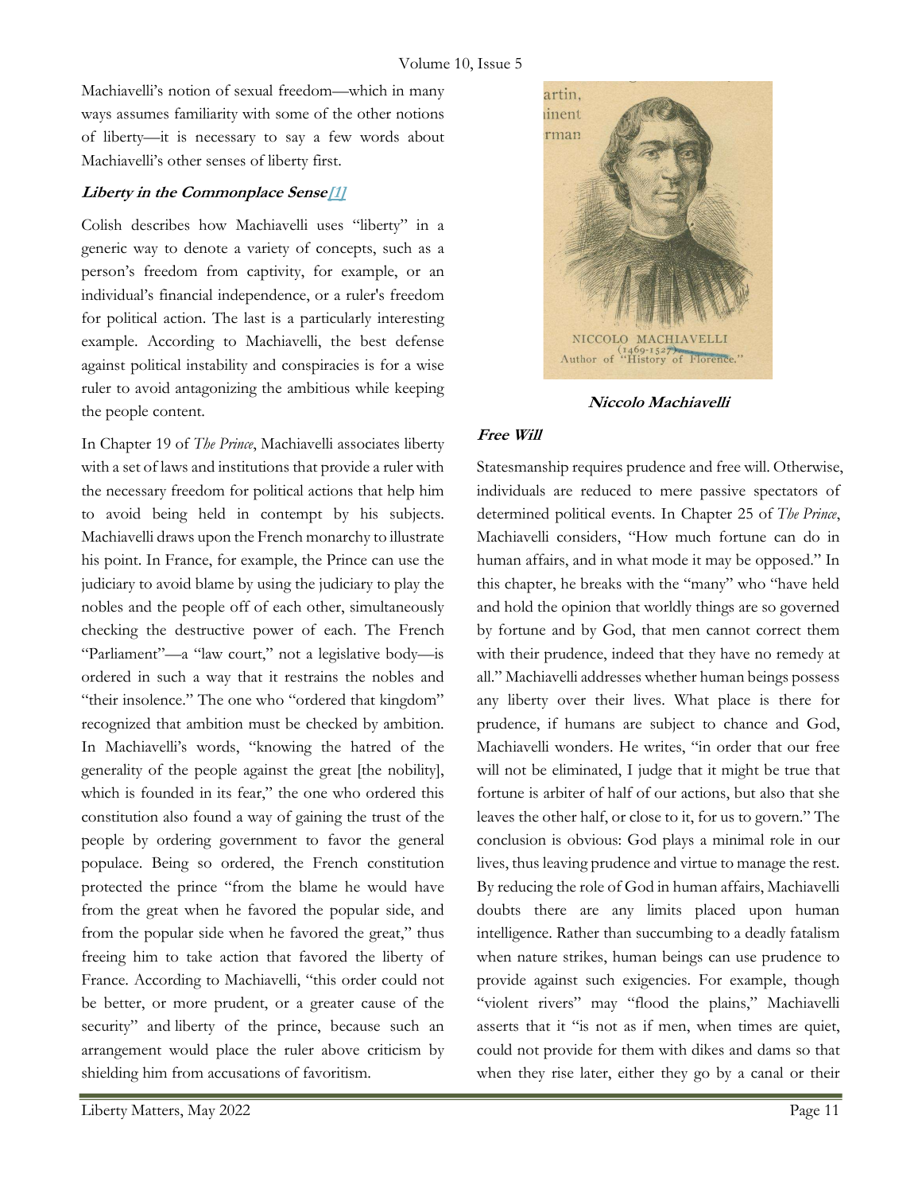Machiavelli's notion of sexual freedom—which in many ways assumes familiarity with some of the other notions of liberty—it is necessary to say a few words about Machiavelli's other senses of liberty first.

### *Liberty in the Commonplace Sense*[1]

Colish describes how Machiavelli uses "liberty" in a generic way to denote a variety of concepts, such as a person's freedom from captivity, for example, or an individual's financial independence, or a ruler's freedom for political action. The last is a particularly interesting example. According to Machiavelli, the best defense against political instability and conspiracies is for a wise ruler to avoid antagonizing the ambitious while keeping the people content.

In Chapter 19 of *The Prince*, Machiavelli associates liberty with a set of laws and institutions that provide a ruler with the necessary freedom for political actions that help him to avoid being held in contempt by his subjects. Machiavelli draws upon the French monarchy to illustrate his point. In France, for example, the Prince can use the judiciary to avoid blame by using the judiciary to play the nobles and the people off of each other, simultaneously checking the destructive power of each. The French "Parliament"—a "law court," not a legislative body—is ordered in such a way that it restrains the nobles and "their insolence." The one who "ordered that kingdom" recognized that ambition must be checked by ambition. In Machiavelli's words, "knowing the hatred of the generality of the people against the great [the nobility], which is founded in its fear," the one who ordered this constitution also found a way of gaining the trust of the people by ordering government to favor the general populace. Being so ordered, the French constitution protected the prince "from the blame he would have from the great when he favored the popular side, and from the popular side when he favored the great," thus freeing him to take action that favored the liberty of France. According to Machiavelli, "this order could not be better, or more prudent, or a greater cause of the security" and liberty of the prince, because such an arrangement would place the ruler above criticism by shielding him from accusations of favoritism.

NICCOLO MACHIAVELLI (1469-1527) Author of "History of Florence."

**Niccolo Machiavelli**

### *Free Will*

Statesmanship requires prudence and free will. Otherwise, individuals are reduced to mere passive spectators of determined political events. In Chapter 25 of *The Prince*, Machiavelli considers, "How much fortune can do in human affairs, and in what mode it may be opposed." In this chapter, he breaks with the "many" who "have held and hold the opinion that worldly things are so governed by fortune and by God, that men cannot correct them with their prudence, indeed that they have no remedy at all." Machiavelli addresses whether human beings possess any liberty over their lives. What place is there for prudence, if humans are subject to chance and God, Machiavelli wonders. He writes, "in order that our free will not be eliminated, I judge that it might be true that fortune is arbiter of half of our actions, but also that she leaves the other half, or close to it, for us to govern." The conclusion is obvious: God plays a minimal role in our lives, thus leaving prudence and virtue to manage the rest. By reducing the role of God in human affairs, Machiavelli doubts there are any limits placed upon human intelligence. Rather than succumbing to a deadly fatalism when nature strikes, human beings can use prudence to provide against such exigencies. For example, though "violent rivers" may "flood the plains," Machiavelli asserts that it "is not as if men, when times are quiet, could not provide for them with dikes and dams so that when they rise later, either they go by a canal or their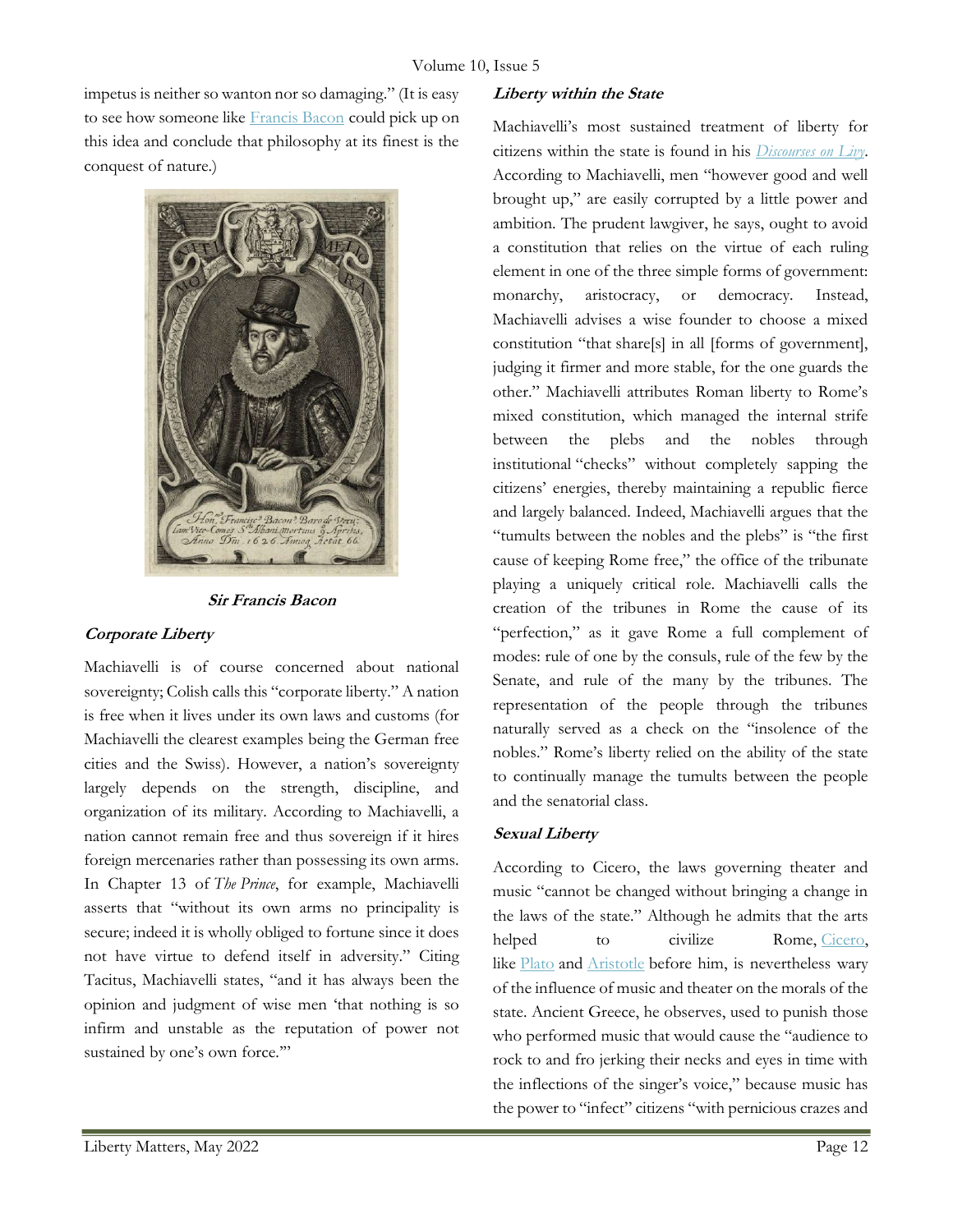impetus is neither so wanton nor so damaging." (It is easy to see how someone like Francis Bacon could pick up on this idea and conclude that philosophy at its finest is the conquest of nature.)

**Sir Francis Bacon**

### *Corporate Liberty*

Machiavelli is of course concerned about national sovereignty; Colish calls this "corporate liberty." A nation is free when it lives under its own laws and customs (for Machiavelli the clearest examples being the German free cities and the Swiss). However, a nation's sovereignty largely depends on the strength, discipline, and organization of its military. According to Machiavelli, a nation cannot remain free and thus sovereign if it hires foreign mercenaries rather than possessing its own arms. In Chapter 13 of *The Prince*, for example, Machiavelli asserts that "without its own arms no principality is secure; indeed it is wholly obliged to fortune since it does not have virtue to defend itself in adversity." Citing Tacitus, Machiavelli states, "and it has always been the opinion and judgment of wise men 'that nothing is so infirm and unstable as the reputation of power not sustained by one's own force.'"

### *Liberty within the State*

Machiavelli's most sustained treatment of liberty for citizens within the state is found in his *Discourses on Livy*. According to Machiavelli, men "however good and well brought up," are easily corrupted by a little power and ambition. The prudent lawgiver, he says, ought to avoid a constitution that relies on the virtue of each ruling element in one of the three simple forms of government: monarchy, aristocracy, or democracy. Instead, Machiavelli advises a wise founder to choose a mixed constitution "that share[s] in all [forms of government], judging it firmer and more stable, for the one guards the other." Machiavelli attributes Roman liberty to Rome's mixed constitution, which managed the internal strife between the plebs and the nobles through institutional "checks" without completely sapping the citizens' energies, thereby maintaining a republic fierce and largely balanced. Indeed, Machiavelli argues that the "tumults between the nobles and the plebs" is "the first cause of keeping Rome free," the office of the tribunate playing a uniquely critical role. Machiavelli calls the creation of the tribunes in Rome the cause of its "perfection," as it gave Rome a full complement of modes: rule of one by the consuls, rule of the few by the Senate, and rule of the many by the tribunes. The representation of the people through the tribunes naturally served as a check on the "insolence of the nobles." Rome's liberty relied on the ability of the state to continually manage the tumults between the people and the senatorial class.

### *Sexual Liberty*

According to Cicero, the laws governing theater and music "cannot be changed without bringing a change in the laws of the state." Although he admits that the arts helped to civilize Rome, Cicero, like Plato and Aristotle before him, is nevertheless wary of the influence of music and theater on the morals of the state. Ancient Greece, he observes, used to punish those who performed music that would cause the "audience to rock to and fro jerking their necks and eyes in time with the inflections of the singer's voice," because music has the power to "infect" citizens "with pernicious crazes and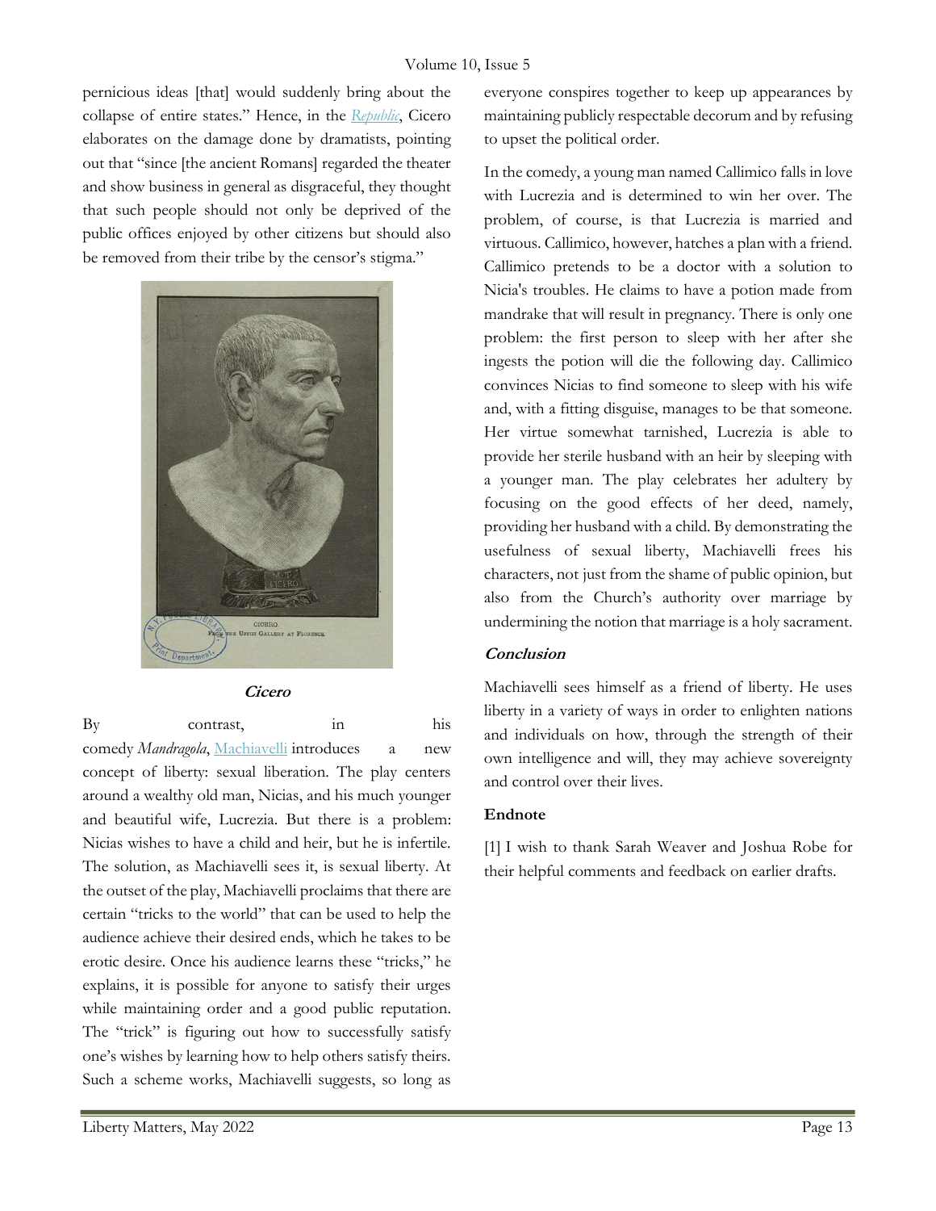pernicious ideas [that] would suddenly bring about the collapse of entire states." Hence, in the *Republic*, Cicero elaborates on the damage done by dramatists, pointing out that "since [the ancient Romans] regarded the theater and show business in general as disgraceful, they thought that such people should not only be deprived of the public offices enjoyed by other citizens but should also be removed from their tribe by the censor's stigma."

**Cicero**

By contrast, in his comedy *Mandragola*, Machiavelli introduces a new concept of liberty: sexual liberation. The play centers around a wealthy old man, Nicias, and his much younger and beautiful wife, Lucrezia. But there is a problem: Nicias wishes to have a child and heir, but he is infertile. The solution, as Machiavelli sees it, is sexual liberty. At the outset of the play, Machiavelli proclaims that there are certain "tricks to the world" that can be used to help the audience achieve their desired ends, which he takes to be erotic desire. Once his audience learns these "tricks," he explains, it is possible for anyone to satisfy their urges while maintaining order and a good public reputation. The "trick" is figuring out how to successfully satisfy one's wishes by learning how to help others satisfy theirs. Such a scheme works, Machiavelli suggests, so long as everyone conspires together to keep up appearances by maintaining publicly respectable decorum and by refusing to upset the political order.

In the comedy, a young man named Callimico falls in love with Lucrezia and is determined to win her over. The problem, of course, is that Lucrezia is married and virtuous. Callimico, however, hatches a plan with a friend. Callimico pretends to be a doctor with a solution to Nicia's troubles. He claims to have a potion made from mandrake that will result in pregnancy. There is only one problem: the first person to sleep with her after she ingests the potion will die the following day. Callimico convinces Nicias to find someone to sleep with his wife and, with a fitting disguise, manages to be that someone. Her virtue somewhat tarnished, Lucrezia is able to provide her sterile husband with an heir by sleeping with a younger man. The play celebrates her adultery by focusing on the good effects of her deed, namely, providing her husband with a child. By demonstrating the usefulness of sexual liberty, Machiavelli frees his characters, not just from the shame of public opinion, but also from the Church's authority over marriage by undermining the notion that marriage is a holy sacrament.

### Conclusion

Machiavelli sees himself as a friend of liberty. He uses liberty in a variety of ways in order to enlighten nations and individuals on how, through the strength of their own intelligence and will, they may achieve sovereignty and control over their lives.

### Endnote

[1] I wish to thank Sarah Weaver and Joshua Robe for their helpful comments and feedback on earlier drafts.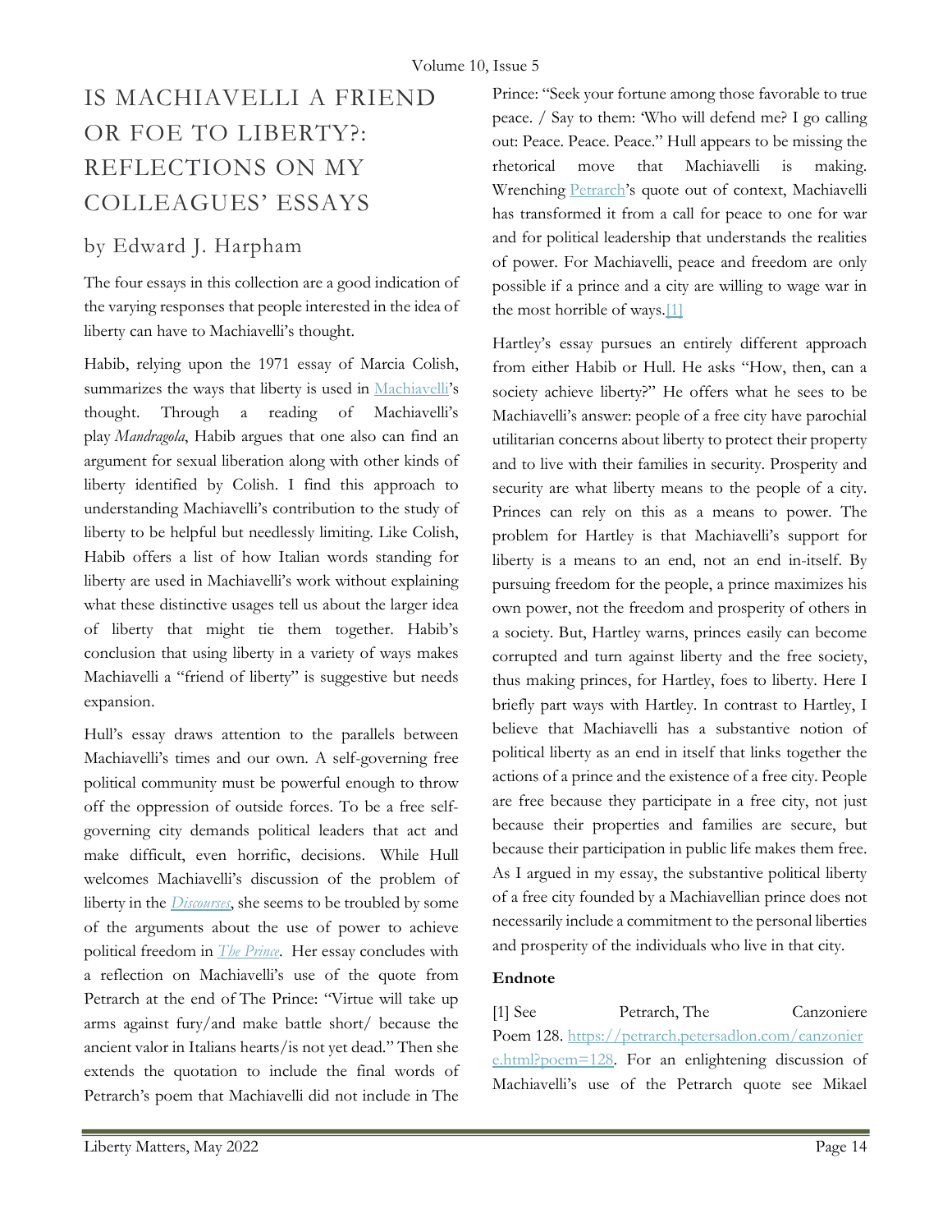# IS MACHIAVELLI A FRIEND OR FOE TO LIBERTY?: REFLECTIONS ON MY COLLEAGUES' ESSAYS

## by Edward J. Harpham

The four essays in this collection are a good indication of the varying responses that people interested in the idea of liberty can have to Machiavelli's thought.

Habib, relying upon the 1971 essay of Marcia Colish, summarizes the ways that liberty is used in Machiavelli's thought. Through a reading of Machiavelli's play *Mandragola*, Habib argues that one also can find an argument for sexual liberation along with other kinds of liberty identified by Colish. I find this approach to understanding Machiavelli's contribution to the study of liberty to be helpful but needlessly limiting. Like Colish, Habib offers a list of how Italian words standing for liberty are used in Machiavelli's work without explaining what these distinctive usages tell us about the larger idea of liberty that might tie them together. Habib's conclusion that using liberty in a variety of ways makes Machiavelli a "friend of liberty" is suggestive but needs expansion.

Hull's essay draws attention to the parallels between Machiavelli's times and our own. A self-governing free political community must be powerful enough to throw off the oppression of outside forces. To be a free self-governing city demands political leaders that act and make difficult, even horrific, decisions. While Hull welcomes Machiavelli's discussion of the problem of liberty in the *Discourses*, she seems to be troubled by some of the arguments about the use of power to achieve political freedom in *The Prince*. Her essay concludes with a reflection on Machiavelli's use of the quote from Petrarch at the end of The Prince: "Virtue will take up arms against fury/and make battle short/ because the ancient valor in Italians hearts/is not yet dead." Then she extends the quotation to include the final words of Petrarch's poem that Machiavelli did not include in The Prince: "Seek your fortune among those favorable to true peace. / Say to them: 'Who will defend me? I go calling out: Peace. Peace. Peace." Hull appears to be missing the rhetorical move that Machiavelli is making. Wrenching Petrarch's quote out of context, Machiavelli has transformed it from a call for peace to one for war and for political leadership that understands the realities of power. For Machiavelli, peace and freedom are only possible if a prince and a city are willing to wage war in the most horrible of ways.[1]

Hartley's essay pursues an entirely different approach from either Habib or Hull. He asks "How, then, can a society achieve liberty?" He offers what he sees to be Machiavelli's answer: people of a free city have parochial utilitarian concerns about liberty to protect their property and to live with their families in security. Prosperity and security are what liberty means to the people of a city. Princes can rely on this as a means to power. The problem for Hartley is that Machiavelli's support for liberty is a means to an end, not an end in-itself. By pursuing freedom for the people, a prince maximizes his own power, not the freedom and prosperity of others in a society. But, Hartley warns, princes easily can become corrupted and turn against liberty and the free society, thus making princes, for Hartley, foes to liberty. Here I briefly part ways with Hartley. In contrast to Hartley, I believe that Machiavelli has a substantive notion of political liberty as an end in itself that links together the actions of a prince and the existence of a free city. People are free because they participate in a free city, not just because their properties and families are secure, but because their participation in public life makes them free. As I argued in my essay, the substantive political liberty of a free city founded by a Machiavellian prince does not necessarily include a commitment to the personal liberties and prosperity of the individuals who live in that city.

**Endnote**

[1] See Petrarch, The Canzoniere Poem 128. https://petrarch.petersadlon.com/canzoniere.html?poem=128. For an enlightening discussion of Machiavelli's use of the Petrarch quote see Mikael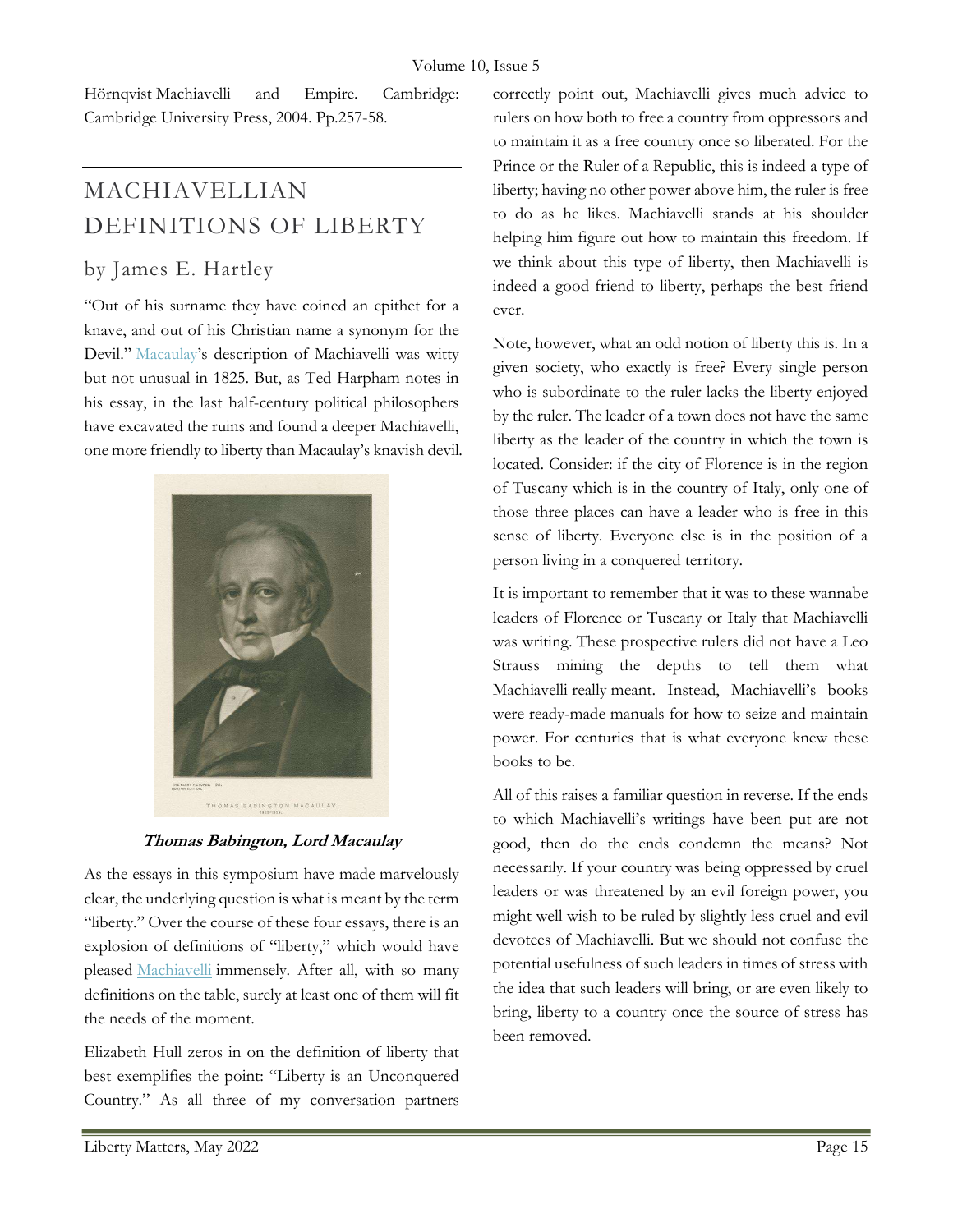Hörnqvist Machiavelli and Empire. Cambridge: Cambridge University Press, 2004. Pp.257-58.

## MACHIAVELLIAN DEFINITIONS OF LIBERTY

### by James E. Hartley

"Out of his surname they have coined an epithet for a knave, and out of his Christian name a synonym for the Devil." Macaulay's description of Machiavelli was witty but not unusual in 1825. But, as Ted Harpham notes in his essay, in the last half-century political philosophers have excavated the ruins and found a deeper Machiavelli, one more friendly to liberty than Macaulay's knavish devil.

***Thomas Babington, Lord Macaulay***

As the essays in this symposium have made marvelously clear, the underlying question is what is meant by the term "liberty." Over the course of these four essays, there is an explosion of definitions of "liberty," which would have pleased Machiavelli immensely. After all, with so many definitions on the table, surely at least one of them will fit the needs of the moment.

Elizabeth Hull zeros in on the definition of liberty that best exemplifies the point: "Liberty is an Unconquered Country." As all three of my conversation partners correctly point out, Machiavelli gives much advice to rulers on how both to free a country from oppressors and to maintain it as a free country once so liberated. For the Prince or the Ruler of a Republic, this is indeed a type of liberty; having no other power above him, the ruler is free to do as he likes. Machiavelli stands at his shoulder helping him figure out how to maintain this freedom. If we think about this type of liberty, then Machiavelli is indeed a good friend to liberty, perhaps the best friend ever.

Note, however, what an odd notion of liberty this is. In a given society, who exactly is free? Every single person who is subordinate to the ruler lacks the liberty enjoyed by the ruler. The leader of a town does not have the same liberty as the leader of the country in which the town is located. Consider: if the city of Florence is in the region of Tuscany which is in the country of Italy, only one of those three places can have a leader who is free in this sense of liberty. Everyone else is in the position of a person living in a conquered territory.

It is important to remember that it was to these wannabe leaders of Florence or Tuscany or Italy that Machiavelli was writing. These prospective rulers did not have a Leo Strauss mining the depths to tell them what Machiavelli really meant. Instead, Machiavelli's books were ready-made manuals for how to seize and maintain power. For centuries that is what everyone knew these books to be.

All of this raises a familiar question in reverse. If the ends to which Machiavelli's writings have been put are not good, then do the ends condemn the means? Not necessarily. If your country was being oppressed by cruel leaders or was threatened by an evil foreign power, you might well wish to be ruled by slightly less cruel and evil devotees of Machiavelli. But we should not confuse the potential usefulness of such leaders in times of stress with the idea that such leaders will bring, or are even likely to bring, liberty to a country once the source of stress has been removed.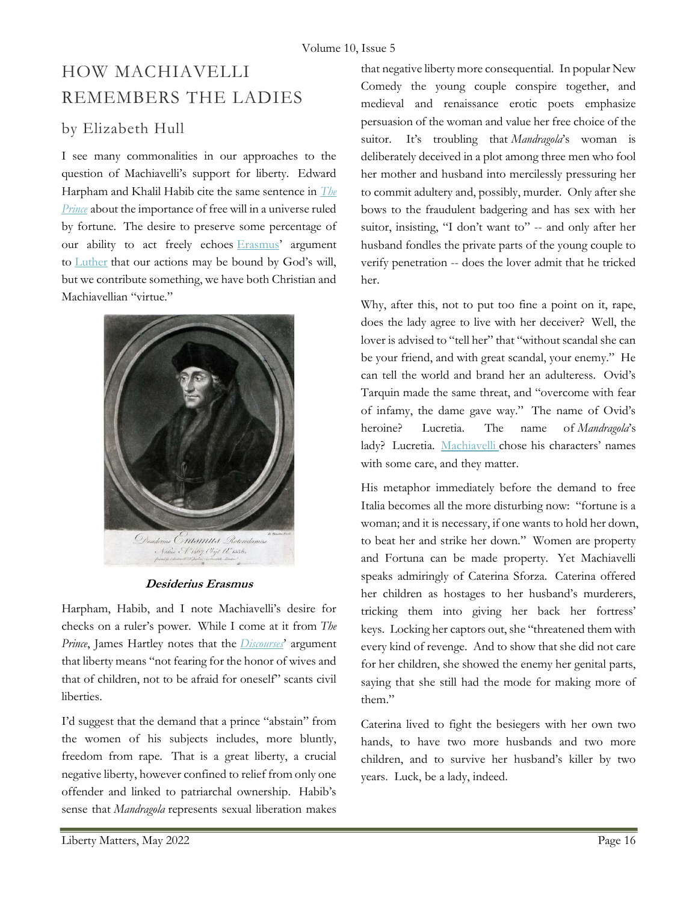# HOW MACHIAVELLI REMEMBERS THE LADIES

## by Elizabeth Hull

I see many commonalities in our approaches to the question of Machiavelli's support for liberty. Edward Harpham and Khalil Habib cite the same sentence in *The Prince* about the importance of free will in a universe ruled by fortune. The desire to preserve some percentage of our ability to act freely echoes Erasmus' argument to Luther that our actions may be bound by God's will, but we contribute something, we have both Christian and Machiavellian "virtue."

**Desiderius Erasmus**

Harpham, Habib, and I note Machiavelli's desire for checks on a ruler's power. While I come at it from *The Prince*, James Hartley notes that the *Discourses*' argument that liberty means "not fearing for the honor of wives and that of children, not to be afraid for oneself" scants civil liberties.

I'd suggest that the demand that a prince "abstain" from the women of his subjects includes, more bluntly, freedom from rape. That is a great liberty, a crucial negative liberty, however confined to relief from only one offender and linked to patriarchal ownership. Habib's sense that *Mandragola* represents sexual liberation makes that negative liberty more consequential. In popular New Comedy the young couple conspire together, and medieval and renaissance erotic poets emphasize persuasion of the woman and value her free choice of the suitor. It's troubling that *Mandragola*'s woman is deliberately deceived in a plot among three men who fool her mother and husband into mercilessly pressuring her to commit adultery and, possibly, murder. Only after she bows to the fraudulent badgering and has sex with her suitor, insisting, "I don't want to" -- and only after her husband fondles the private parts of the young couple to verify penetration -- does the lover admit that he tricked her.

Why, after this, not to put too fine a point on it, rape, does the lady agree to live with her deceiver? Well, the lover is advised to "tell her" that "without scandal she can be your friend, and with great scandal, your enemy." He can tell the world and brand her an adulteress. Ovid's Tarquin made the same threat, and "overcome with fear of infamy, the dame gave way." The name of Ovid's heroine? Lucretia. The name of *Mandragola*'s lady? Lucretia. Machiavelli chose his characters' names with some care, and they matter.

His metaphor immediately before the demand to free Italia becomes all the more disturbing now: "fortune is a woman; and it is necessary, if one wants to hold her down, to beat her and strike her down." Women are property and Fortuna can be made property. Yet Machiavelli speaks admiringly of Caterina Sforza. Caterina offered her children as hostages to her husband's murderers, tricking them into giving her back her fortress' keys. Locking her captors out, she "threatened them with every kind of revenge. And to show that she did not care for her children, she showed the enemy her genital parts, saying that she still had the mode for making more of them."

Caterina lived to fight the besiegers with her own two hands, to have two more husbands and two more children, and to survive her husband's killer by two years. Luck, be a lady, indeed.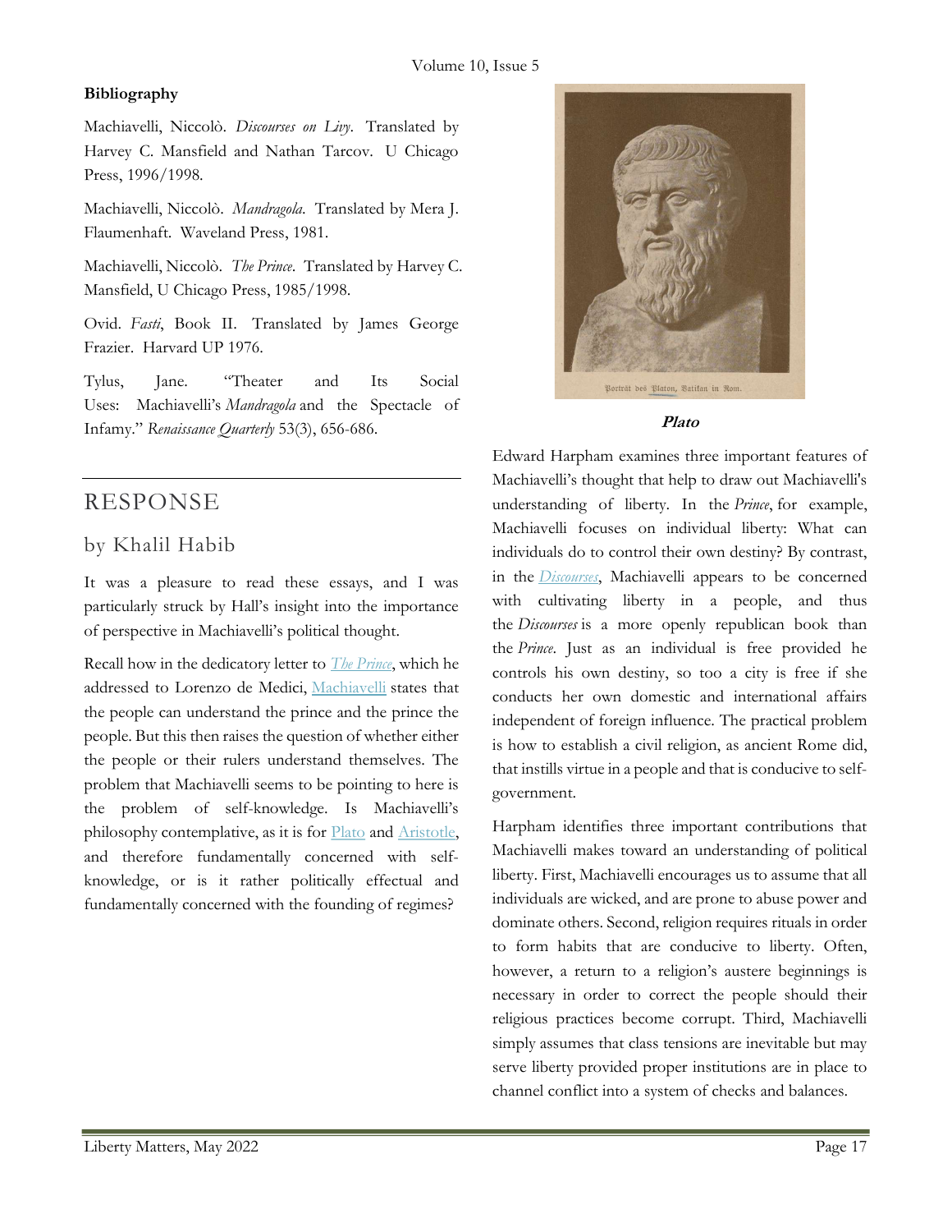**Bibliography**

Machiavelli, Niccolò. *Discourses on Livy*. Translated by Harvey C. Mansfield and Nathan Tarcov. U Chicago Press, 1996/1998.

Machiavelli, Niccolò. *Mandragola*. Translated by Mera J. Flaumenhaft. Waveland Press, 1981.

Machiavelli, Niccolò. *The Prince*. Translated by Harvey C. Mansfield, U Chicago Press, 1985/1998.

Ovid. *Fasti*, Book II. Translated by James George Frazier. Harvard UP 1976.

Tylus, Jane. "Theater and Its Social Uses: Machiavelli's *Mandragola* and the Spectacle of Infamy." *Renaissance Quarterly* 53(3), 656-686.

## RESPONSE

### by Khalil Habib

It was a pleasure to read these essays, and I was particularly struck by Hall's insight into the importance of perspective in Machiavelli's political thought.

Recall how in the dedicatory letter to *The Prince*, which he addressed to Lorenzo de Medici, Machiavelli states that the people can understand the prince and the prince the people. But this then raises the question of whether either the people or their rulers understand themselves. The problem that Machiavelli seems to be pointing to here is the problem of self-knowledge. Is Machiavelli's philosophy contemplative, as it is for Plato and Aristotle, and therefore fundamentally concerned with self-knowledge, or is it rather politically effectual and fundamentally concerned with the founding of regimes?

Porträt des Platon, Vatikan in Rom.

***Plato***

Edward Harpham examines three important features of Machiavelli's thought that help to draw out Machiavelli's understanding of liberty. In the *Prince*, for example, Machiavelli focuses on individual liberty: What can individuals do to control their own destiny? By contrast, in the *Discourses*, Machiavelli appears to be concerned with cultivating liberty in a people, and thus the *Discourses* is a more openly republican book than the *Prince*. Just as an individual is free provided he controls his own destiny, so too a city is free if she conducts her own domestic and international affairs independent of foreign influence. The practical problem is how to establish a civil religion, as ancient Rome did, that instills virtue in a people and that is conducive to self-government.

Harpham identifies three important contributions that Machiavelli makes toward an understanding of political liberty. First, Machiavelli encourages us to assume that all individuals are wicked, and are prone to abuse power and dominate others. Second, religion requires rituals in order to form habits that are conducive to liberty. Often, however, a return to a religion's austere beginnings is necessary in order to correct the people should their religious practices become corrupt. Third, Machiavelli simply assumes that class tensions are inevitable but may serve liberty provided proper institutions are in place to channel conflict into a system of checks and balances.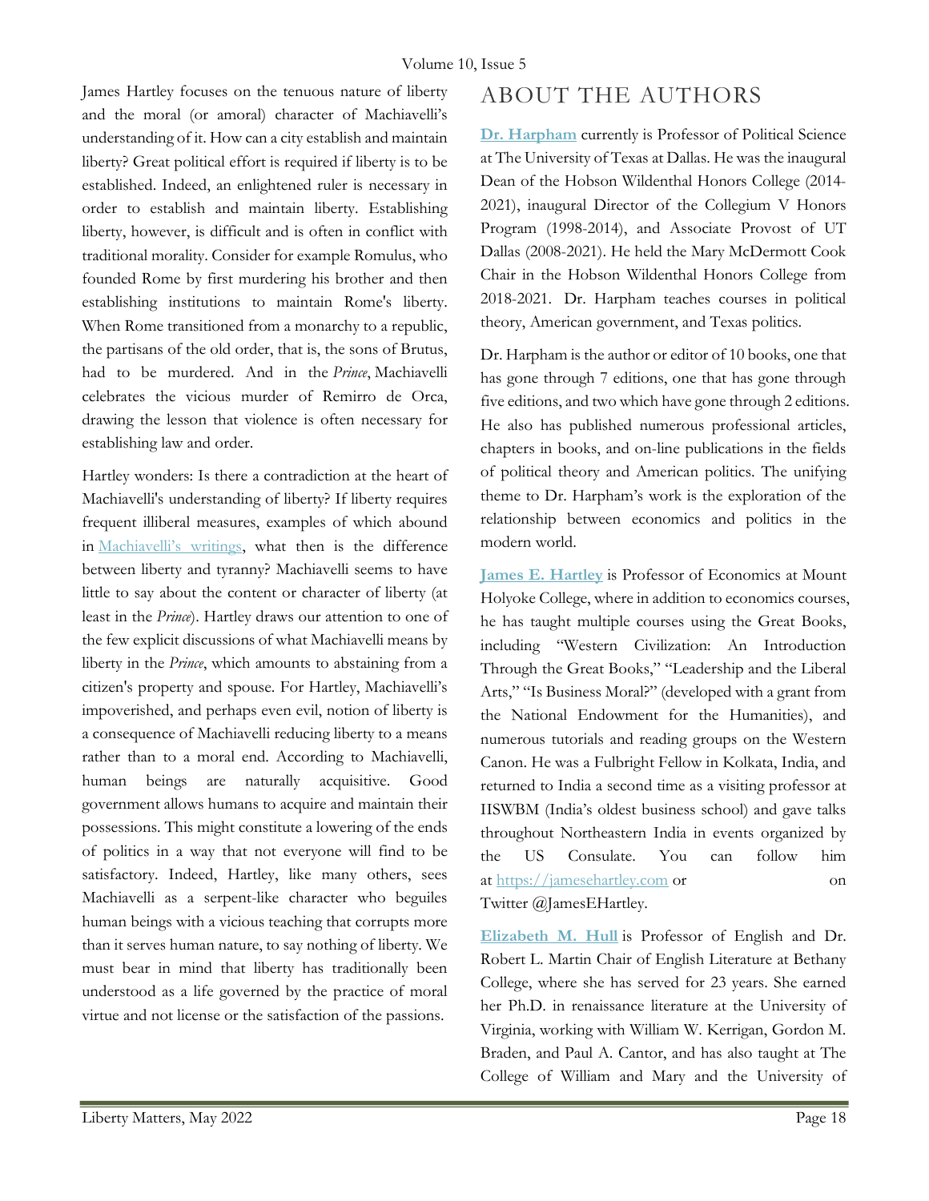James Hartley focuses on the tenuous nature of liberty and the moral (or amoral) character of Machiavelli's understanding of it. How can a city establish and maintain liberty? Great political effort is required if liberty is to be established. Indeed, an enlightened ruler is necessary in order to establish and maintain liberty. Establishing liberty, however, is difficult and is often in conflict with traditional morality. Consider for example Romulus, who founded Rome by first murdering his brother and then establishing institutions to maintain Rome's liberty. When Rome transitioned from a monarchy to a republic, the partisans of the old order, that is, the sons of Brutus, had to be murdered. And in the *Prince*, Machiavelli celebrates the vicious murder of Remirro de Orca, drawing the lesson that violence is often necessary for establishing law and order.

Hartley wonders: Is there a contradiction at the heart of Machiavelli's understanding of liberty? If liberty requires frequent illiberal measures, examples of which abound in [Machiavelli's writings](), what then is the difference between liberty and tyranny? Machiavelli seems to have little to say about the content or character of liberty (at least in the *Prince*). Hartley draws our attention to one of the few explicit discussions of what Machiavelli means by liberty in the *Prince*, which amounts to abstaining from a citizen's property and spouse. For Hartley, Machiavelli's impoverished, and perhaps even evil, notion of liberty is a consequence of Machiavelli reducing liberty to a means rather than to a moral end. According to Machiavelli, human beings are naturally acquisitive. Good government allows humans to acquire and maintain their possessions. This might constitute a lowering of the ends of politics in a way that not everyone will find to be satisfactory. Indeed, Hartley, like many others, sees Machiavelli as a serpent-like character who beguiles human beings with a vicious teaching that corrupts more than it serves human nature, to say nothing of liberty. We must bear in mind that liberty has traditionally been understood as a life governed by the practice of moral virtue and not license or the satisfaction of the passions.

# ABOUT THE AUTHORS

**[Dr. Harpham]()** currently is Professor of Political Science at The University of Texas at Dallas. He was the inaugural Dean of the Hobson Wildenthal Honors College (2014-2021), inaugural Director of the Collegium V Honors Program (1998-2014), and Associate Provost of UT Dallas (2008-2021). He held the Mary McDermott Cook Chair in the Hobson Wildenthal Honors College from 2018-2021. Dr. Harpham teaches courses in political theory, American government, and Texas politics.

Dr. Harpham is the author or editor of 10 books, one that has gone through 7 editions, one that has gone through five editions, and two which have gone through 2 editions. He also has published numerous professional articles, chapters in books, and on-line publications in the fields of political theory and American politics. The unifying theme to Dr. Harpham's work is the exploration of the relationship between economics and politics in the modern world.

**[James E. Hartley]()** is Professor of Economics at Mount Holyoke College, where in addition to economics courses, he has taught multiple courses using the Great Books, including "Western Civilization: An Introduction Through the Great Books," "Leadership and the Liberal Arts," "Is Business Moral?" (developed with a grant from the National Endowment for the Humanities), and numerous tutorials and reading groups on the Western Canon. He was a Fulbright Fellow in Kolkata, India, and returned to India a second time as a visiting professor at IISWBM (India's oldest business school) and gave talks throughout Northeastern India in events organized by the US Consulate. You can follow him at [https://jamesehartley.com](https://jamesehartley.com) or on Twitter @JamesEHartley.

**[Elizabeth M. Hull]()** is Professor of English and Dr. Robert L. Martin Chair of English Literature at Bethany College, where she has served for 23 years. She earned her Ph.D. in renaissance literature at the University of Virginia, working with William W. Kerrigan, Gordon M. Braden, and Paul A. Cantor, and has also taught at The College of William and Mary and the University of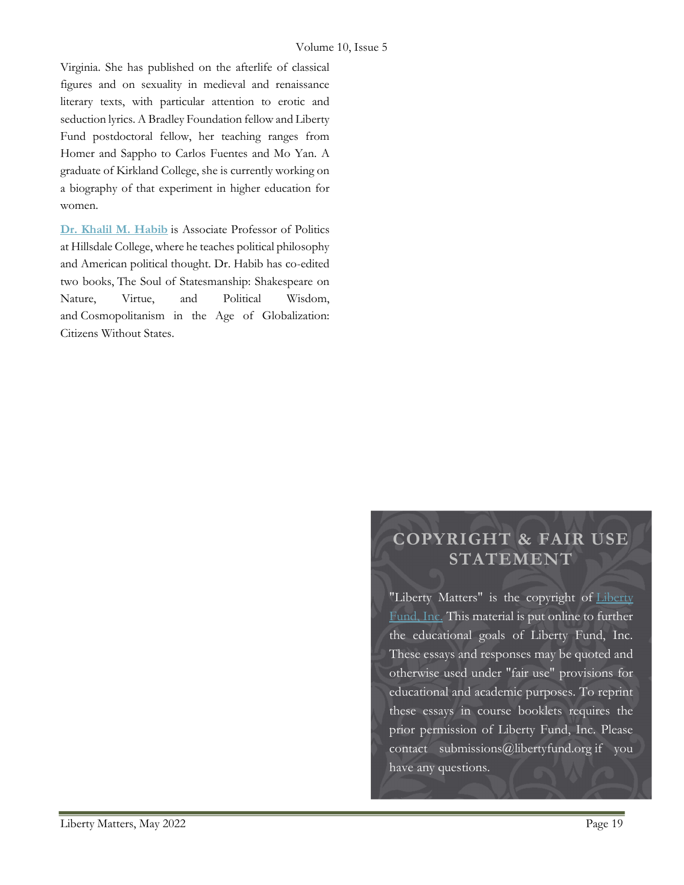Virginia. She has published on the afterlife of classical figures and on sexuality in medieval and renaissance literary texts, with particular attention to erotic and seduction lyrics. A Bradley Foundation fellow and Liberty Fund postdoctoral fellow, her teaching ranges from Homer and Sappho to Carlos Fuentes and Mo Yan. A graduate of Kirkland College, she is currently working on a biography of that experiment in higher education for women.

**Dr. Khalil M. Habib** is Associate Professor of Politics at Hillsdale College, where he teaches political philosophy and American political thought. Dr. Habib has co-edited two books, The Soul of Statesmanship: Shakespeare on Nature, Virtue, and Political Wisdom, and Cosmopolitanism in the Age of Globalization: Citizens Without States.

## COPYRIGHT & FAIR USE STATEMENT

"Liberty Matters" is the copyright of Liberty Fund, Inc. This material is put online to further the educational goals of Liberty Fund, Inc. These essays and responses may be quoted and otherwise used under "fair use" provisions for educational and academic purposes. To reprint these essays in course booklets requires the prior permission of Liberty Fund, Inc. Please contact submissions@libertyfund.org if you have any questions.